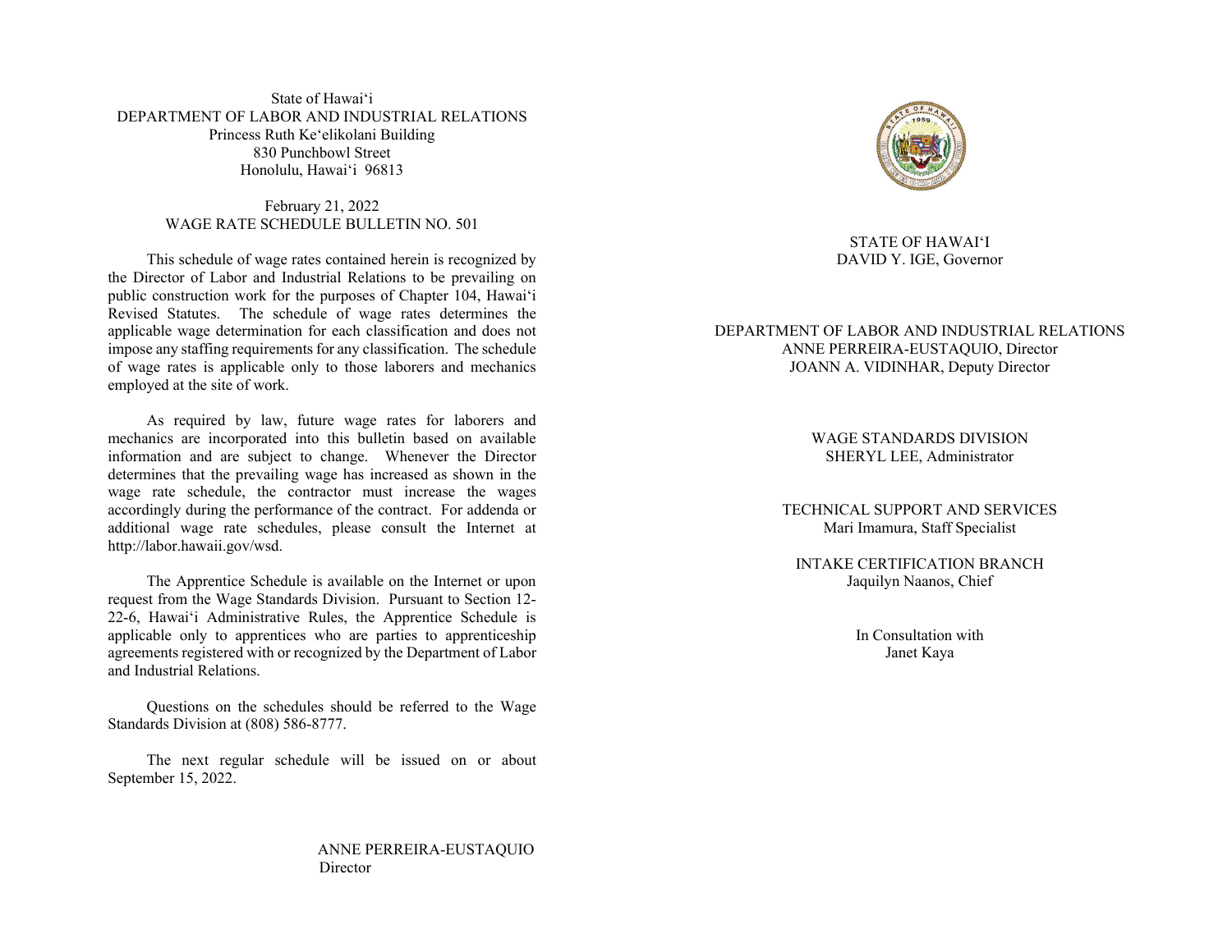State of Hawai‘i
DEPARTMENT OF LABOR AND INDUSTRIAL RELATIONS
Princess Ruth Ke‘elikolani Building
830 Punchbowl Street
Honolulu, Hawai‘i 96813

February 21, 2022
WAGE RATE SCHEDULE BULLETIN NO. 501

This schedule of wage rates contained herein is recognized by the Director of Labor and Industrial Relations to be prevailing on public construction work for the purposes of Chapter 104, Hawai‘i Revised Statutes. The schedule of wage rates determines the applicable wage determination for each classification and does not impose any staffing requirements for any classification. The schedule of wage rates is applicable only to those laborers and mechanics employed at the site of work.

As required by law, future wage rates for laborers and mechanics are incorporated into this bulletin based on available information and are subject to change. Whenever the Director determines that the prevailing wage has increased as shown in the wage rate schedule, the contractor must increase the wages accordingly during the performance of the contract. For addenda or additional wage rate schedules, please consult the Internet at http://labor.hawaii.gov/wsd.

The Apprentice Schedule is available on the Internet or upon request from the Wage Standards Division. Pursuant to Section 12-22-6, Hawai‘i Administrative Rules, the Apprentice Schedule is applicable only to apprentices who are parties to apprenticeship agreements registered with or recognized by the Department of Labor and Industrial Relations.

Questions on the schedules should be referred to the Wage Standards Division at (808) 586-8777.

The next regular schedule will be issued on or about September 15, 2022.

ANNE PERREIRA-EUSTAQUIO
Director

STATE OF HAWAI‘I
DAVID Y. IGE, Governor

DEPARTMENT OF LABOR AND INDUSTRIAL RELATIONS
ANNE PERREIRA-EUSTAQUIO, Director
JOANN A. VIDINHAR, Deputy Director

WAGE STANDARDS DIVISION
SHERYL LEE, Administrator

TECHNICAL SUPPORT AND SERVICES
Mari Imamura, Staff Specialist

INTAKE CERTIFICATION BRANCH
Jaquilyn Naanos, Chief

In Consultation with
Janet Kaya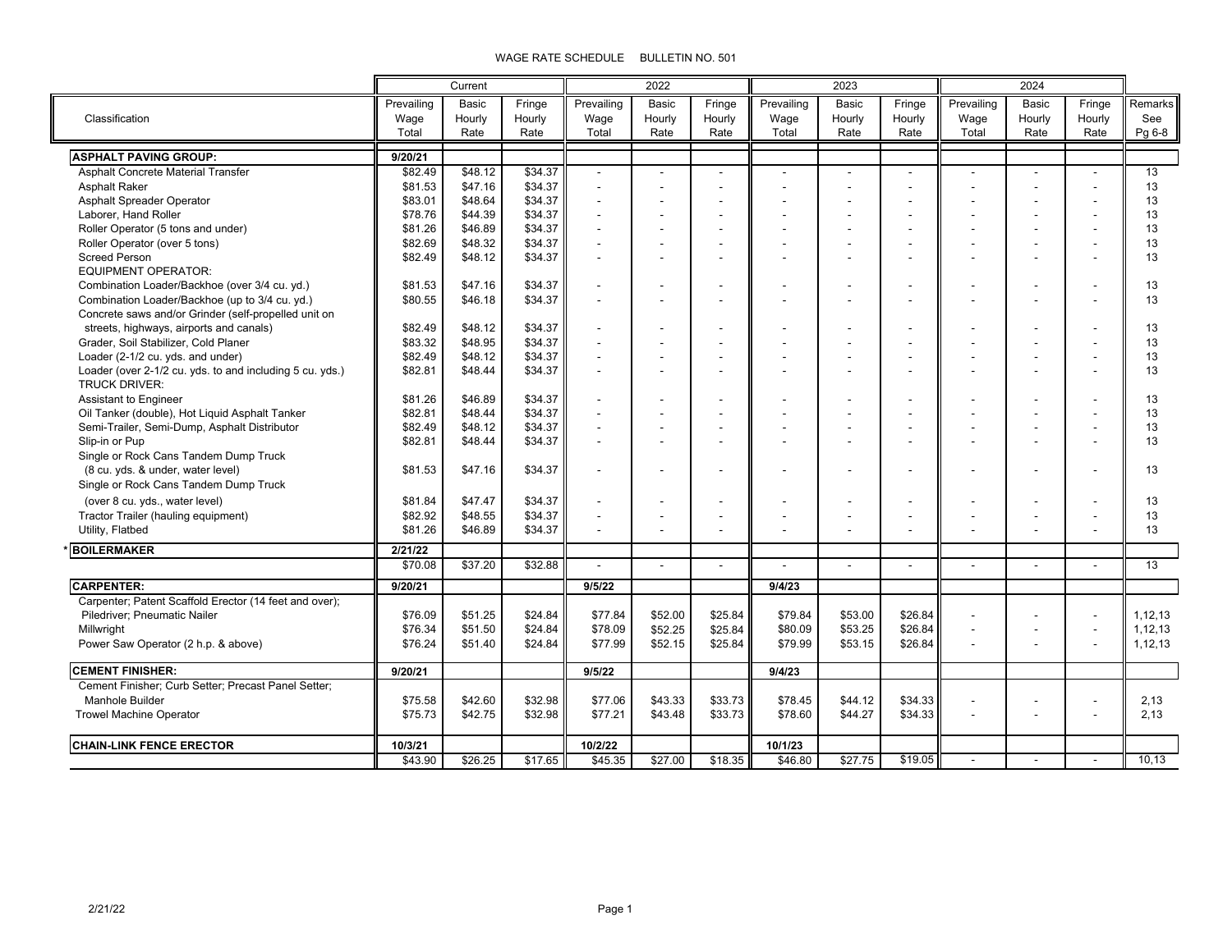WAGE RATE SCHEDULE BULLETIN NO. 501

| Classification | Current | | | 2022 | | | 2023 | | | 2024 | | | Remarks See Pg 6-8 |
|---|---|---|---|---|---|---|---|---|---|---|---|---|---|
| | Prevailing Wage Total | Basic Hourly Rate | Fringe Hourly Rate | Prevailing Wage Total | Basic Hourly Rate | Fringe Hourly Rate | Prevailing Wage Total | Basic Hourly Rate | Fringe Hourly Rate | Prevailing Wage Total | Basic Hourly Rate | Fringe Hourly Rate | |
| **ASPHALT PAVING GROUP:** | **9/20/21** | | | | | | | | | | | | |
| Asphalt Concrete Material Transfer | $82.49 | $48.12 | $34.37 | - | - | - | - | - | - | - | - | - | 13 |
| Asphalt Raker | $81.53 | $47.16 | $34.37 | - | - | - | - | - | - | - | - | - | 13 |
| Asphalt Spreader Operator | $83.01 | $48.64 | $34.37 | - | - | - | - | - | - | - | - | - | 13 |
| Laborer, Hand Roller | $78.76 | $44.39 | $34.37 | - | - | - | - | - | - | - | - | - | 13 |
| Roller Operator (5 tons and under) | $81.26 | $46.89 | $34.37 | - | - | - | - | - | - | - | - | - | 13 |
| Roller Operator (over 5 tons) | $82.69 | $48.32 | $34.37 | - | - | - | - | - | - | - | - | - | 13 |
| Screed Person | $82.49 | $48.12 | $34.37 | - | - | - | - | - | - | - | - | - | 13 |
| EQUIPMENT OPERATOR: | | | | | | | | | | | | | |
| Combination Loader/Backhoe (over 3/4 cu. yd.) | $81.53 | $47.16 | $34.37 | - | - | - | - | - | - | - | - | - | 13 |
| Combination Loader/Backhoe (up to 3/4 cu. yd.) | $80.55 | $46.18 | $34.37 | - | - | - | - | - | - | - | - | - | 13 |
| Concrete saws and/or Grinder (self-propelled unit on streets, highways, airports and canals) | $82.49 | $48.12 | $34.37 | - | - | - | - | - | - | - | - | - | 13 |
| Grader, Soil Stabilizer, Cold Planer | $83.32 | $48.95 | $34.37 | - | - | - | - | - | - | - | - | - | 13 |
| Loader (2-1/2 cu. yds. and under) | $82.49 | $48.12 | $34.37 | - | - | - | - | - | - | - | - | - | 13 |
| Loader (over 2-1/2 cu. yds. to and including 5 cu. yds.) | $82.81 | $48.44 | $34.37 | - | - | - | - | - | - | - | - | - | 13 |
| TRUCK DRIVER: | | | | | | | | | | | | | |
| Assistant to Engineer | $81.26 | $46.89 | $34.37 | - | - | - | - | - | - | - | - | - | 13 |
| Oil Tanker (double), Hot Liquid Asphalt Tanker | $82.81 | $48.44 | $34.37 | - | - | - | - | - | - | - | - | - | 13 |
| Semi-Trailer, Semi-Dump, Asphalt Distributor | $82.49 | $48.12 | $34.37 | - | - | - | - | - | - | - | - | - | 13 |
| Slip-in or Pup | $82.81 | $48.44 | $34.37 | - | - | - | - | - | - | - | - | - | 13 |
| Single or Rock Cans Tandem Dump Truck (8 cu. yds. & under, water level) | $81.53 | $47.16 | $34.37 | - | - | - | - | - | - | - | - | - | 13 |
| Single or Rock Cans Tandem Dump Truck (over 8 cu. yds., water level) | $81.84 | $47.47 | $34.37 | - | - | - | - | - | - | - | - | - | 13 |
| Tractor Trailer (hauling equipment) | $82.92 | $48.55 | $34.37 | - | - | - | - | - | - | - | - | - | 13 |
| Utility, Flatbed | $81.26 | $46.89 | $34.37 | - | - | - | - | - | - | - | - | - | 13 |
| * **BOILERMAKER** | **2/21/22** | | | | | | | | | | | | |
| | $70.08 | $37.20 | $32.88 | - | - | - | - | - | - | - | - | - | 13 |
| **CARPENTER:** | **9/20/21** | | | **9/5/22** | | | **9/4/23** | | | | | | |
| Carpenter; Patent Scaffold Erector (14 feet and over); Piledriver; Pneumatic Nailer | $76.09 | $51.25 | $24.84 | $77.84 | $52.00 | $25.84 | $79.84 | $53.00 | $26.84 | - | - | - | 1,12,13 |
| Millwright | $76.34 | $51.50 | $24.84 | $78.09 | $52.25 | $25.84 | $80.09 | $53.25 | $26.84 | - | - | - | 1,12,13 |
| Power Saw Operator (2 h.p. & above) | $76.24 | $51.40 | $24.84 | $77.99 | $52.15 | $25.84 | $79.99 | $53.15 | $26.84 | - | - | - | 1,12,13 |
| **CEMENT FINISHER:** | **9/20/21** | | | **9/5/22** | | | **9/4/23** | | | | | | |
| Cement Finisher; Curb Setter; Precast Panel Setter; Manhole Builder | $75.58 | $42.60 | $32.98 | $77.06 | $43.33 | $33.73 | $78.45 | $44.12 | $34.33 | - | - | - | 2,13 |
| Trowel Machine Operator | $75.73 | $42.75 | $32.98 | $77.21 | $43.48 | $33.73 | $78.60 | $44.27 | $34.33 | - | - | - | 2,13 |
| **CHAIN-LINK FENCE ERECTOR** | **10/3/21** | | | **10/2/22** | | | **10/1/23** | | | | | | |
| | $43.90 | $26.25 | $17.65 | $45.35 | $27.00 | $18.35 | $46.80 | $27.75 | $19.05 | - | - | - | 10,13 |

2/21/22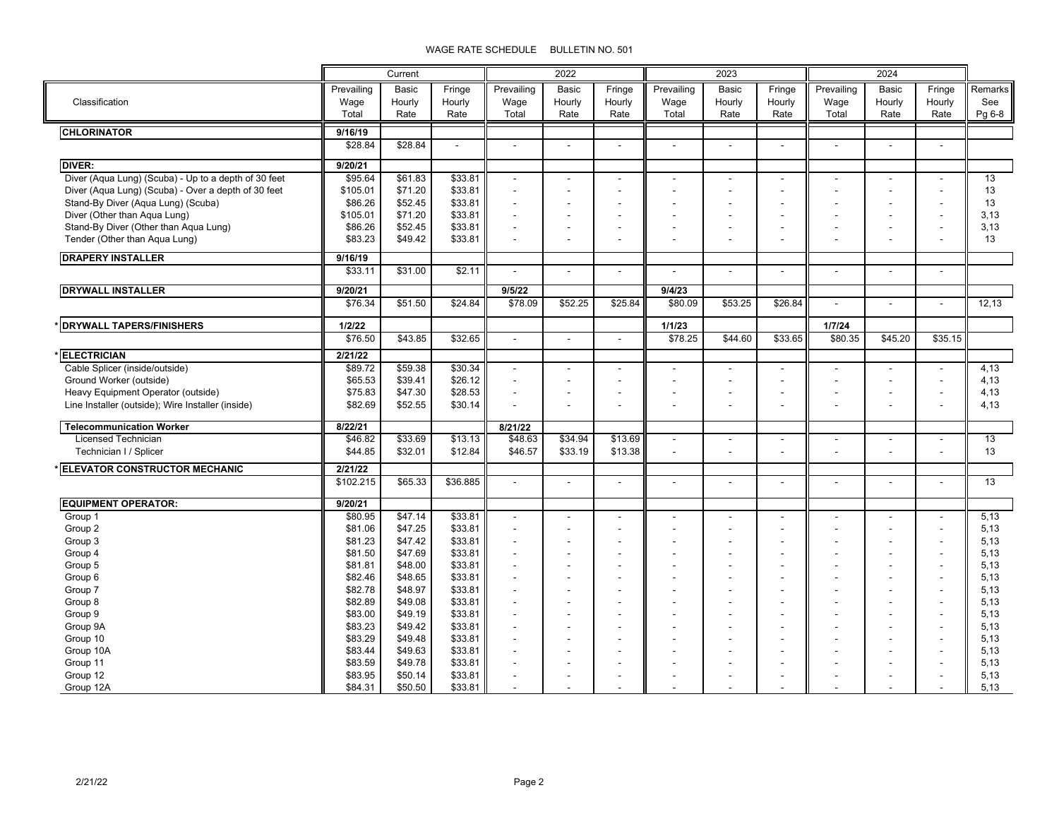WAGE RATE SCHEDULE BULLETIN NO. 501

| Classification | Current | | | 2022 | | | 2023 | | | 2024 | | | Remarks |
|---|---|---|---|---|---|---|---|---|---|---|---|---|---|
| | Prevailing Wage Total | Basic Hourly Rate | Fringe Hourly Rate | Prevailing Wage Total | Basic Hourly Rate | Fringe Hourly Rate | Prevailing Wage Total | Basic Hourly Rate | Fringe Hourly Rate | Prevailing Wage Total | Basic Hourly Rate | Fringe Hourly Rate | See Pg 6-8 |
| **CHLORINATOR** | 9/16/19 | | | | | | | | | | | | |
| | $28.84 | $28.84 | - | - | - | - | - | - | - | - | - | - | |
| **DIVER:** | 9/20/21 | | | | | | | | | | | | |
| Diver (Aqua Lung) (Scuba) - Up to a depth of 30 feet | $95.64 | $61.83 | $33.81 | - | - | - | - | - | - | - | - | - | 13 |
| Diver (Aqua Lung) (Scuba) - Over a depth of 30 feet | $105.01 | $71.20 | $33.81 | - | - | - | - | - | - | - | - | - | 13 |
| Stand-By Diver (Aqua Lung) (Scuba) | $86.26 | $52.45 | $33.81 | - | - | - | - | - | - | - | - | - | 13 |
| Diver (Other than Aqua Lung) | $105.01 | $71.20 | $33.81 | - | - | - | - | - | - | - | - | - | 3,13 |
| Stand-By Diver (Other than Aqua Lung) | $86.26 | $52.45 | $33.81 | - | - | - | - | - | - | - | - | - | 3,13 |
| Tender (Other than Aqua Lung) | $83.23 | $49.42 | $33.81 | - | - | - | - | - | - | - | - | - | 13 |
| **DRAPERY INSTALLER** | 9/16/19 | | | | | | | | | | | | |
| | $33.11 | $31.00 | $2.11 | - | - | - | - | - | - | - | - | - | |
| **DRYWALL INSTALLER** | 9/20/21 | | | 9/5/22 | | | 9/4/23 | | | | | | |
| | $76.34 | $51.50 | $24.84 | $78.09 | $52.25 | $25.84 | $80.09 | $53.25 | $26.84 | - | - | - | 12,13 |
| * **DRYWALL TAPERS/FINISHERS** | 1/2/22 | | | | | | 1/1/23 | | | 1/7/24 | | | |
| | $76.50 | $43.85 | $32.65 | - | - | - | $78.25 | $44.60 | $33.65 | $80.35 | $45.20 | $35.15 | |
| * **ELECTRICIAN** | 2/21/22 | | | | | | | | | | | | |
| Cable Splicer (inside/outside) | $89.72 | $59.38 | $30.34 | - | - | - | - | - | - | - | - | - | 4,13 |
| Ground Worker (outside) | $65.53 | $39.41 | $26.12 | - | - | - | - | - | - | - | - | - | 4,13 |
| Heavy Equipment Operator (outside) | $75.83 | $47.30 | $28.53 | - | - | - | - | - | - | - | - | - | 4,13 |
| Line Installer (outside); Wire Installer (inside) | $82.69 | $52.55 | $30.14 | - | - | - | - | - | - | - | - | - | 4,13 |
| **Telecommunication Worker** | 8/22/21 | | | 8/21/22 | | | | | | | | | |
| Licensed Technician | $46.82 | $33.69 | $13.13 | $48.63 | $34.94 | $13.69 | - | - | - | - | - | - | 13 |
| Technician I / Splicer | $44.85 | $32.01 | $12.84 | $46.57 | $33.19 | $13.38 | - | - | - | - | - | - | 13 |
| * **ELEVATOR CONSTRUCTOR MECHANIC** | 2/21/22 | | | | | | | | | | | | |
| | $102.215 | $65.33 | $36.885 | - | - | - | - | - | - | - | - | - | 13 |
| **EQUIPMENT OPERATOR:** | 9/20/21 | | | | | | | | | | | | |
| Group 1 | $80.95 | $47.14 | $33.81 | - | - | - | - | - | - | - | - | - | 5,13 |
| Group 2 | $81.06 | $47.25 | $33.81 | - | - | - | - | - | - | - | - | - | 5,13 |
| Group 3 | $81.23 | $47.42 | $33.81 | - | - | - | - | - | - | - | - | - | 5,13 |
| Group 4 | $81.50 | $47.69 | $33.81 | - | - | - | - | - | - | - | - | - | 5,13 |
| Group 5 | $81.81 | $48.00 | $33.81 | - | - | - | - | - | - | - | - | - | 5,13 |
| Group 6 | $82.46 | $48.65 | $33.81 | - | - | - | - | - | - | - | - | - | 5,13 |
| Group 7 | $82.78 | $48.97 | $33.81 | - | - | - | - | - | - | - | - | - | 5,13 |
| Group 8 | $82.89 | $49.08 | $33.81 | - | - | - | - | - | - | - | - | - | 5,13 |
| Group 9 | $83.00 | $49.19 | $33.81 | - | - | - | - | - | - | - | - | - | 5,13 |
| Group 9A | $83.23 | $49.42 | $33.81 | - | - | - | - | - | - | - | - | - | 5,13 |
| Group 10 | $83.29 | $49.48 | $33.81 | - | - | - | - | - | - | - | - | - | 5,13 |
| Group 10A | $83.44 | $49.63 | $33.81 | - | - | - | - | - | - | - | - | - | 5,13 |
| Group 11 | $83.59 | $49.78 | $33.81 | - | - | - | - | - | - | - | - | - | 5,13 |
| Group 12 | $83.95 | $50.14 | $33.81 | - | - | - | - | - | - | - | - | - | 5,13 |
| Group 12A | $84.31 | $50.50 | $33.81 | - | - | - | - | - | - | - | - | - | 5,13 |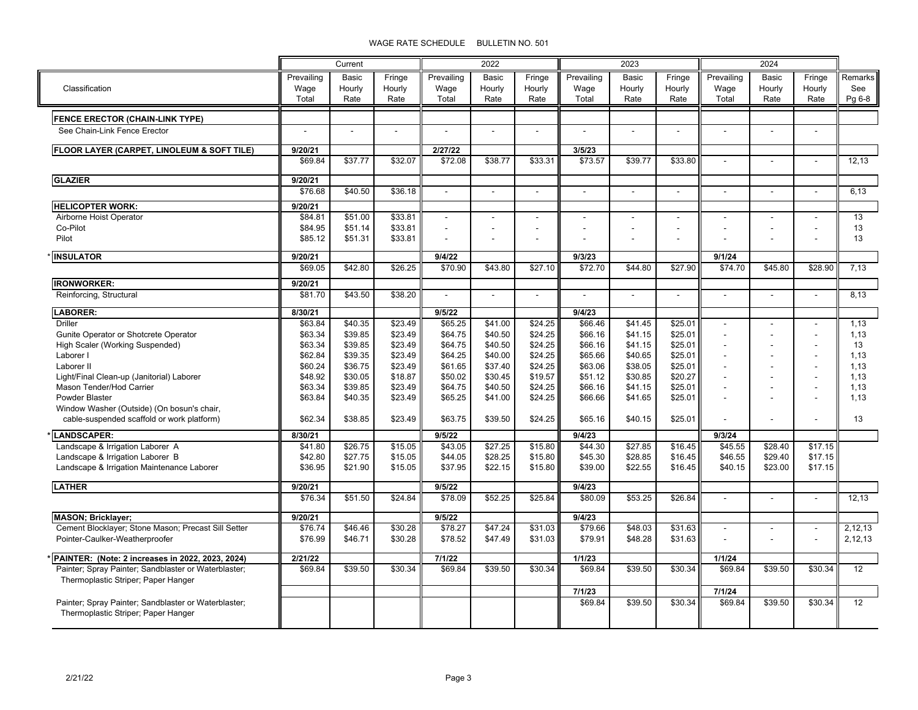WAGE RATE SCHEDULE BULLETIN NO. 501

| Classification | Current | | | 2022 | | | 2023 | | | 2024 | | | |
|---|---|---|---|---|---|---|---|---|---|---|---|---|---|
| | Prevailing Wage Total | Basic Hourly Rate | Fringe Hourly Rate | Prevailing Wage Total | Basic Hourly Rate | Fringe Hourly Rate | Prevailing Wage Total | Basic Hourly Rate | Fringe Hourly Rate | Prevailing Wage Total | Basic Hourly Rate | Fringe Hourly Rate | Remarks See Pg 6-8 |
| **FENCE ERECTOR (CHAIN-LINK TYPE)** | | | | | | | | | | | | | |
| See Chain-Link Fence Erector | - | - | - | - | - | - | - | - | - | - | - | - | |
| **FLOOR LAYER (CARPET, LINOLEUM & SOFT TILE)** | **9/20/21** | | | **2/27/22** | | | **3/5/23** | | | | | | |
| | $69.84 | $37.77 | $32.07 | $72.08 | $38.77 | $33.31 | $73.57 | $39.77 | $33.80 | - | - | - | 12,13 |
| **GLAZIER** | **9/20/21** | | | | | | | | | | | | |
| | $76.68 | $40.50 | $36.18 | - | - | - | - | - | - | - | - | - | 6,13 |
| **HELICOPTER WORK:** | **9/20/21** | | | | | | | | | | | | |
| Airborne Hoist Operator | $84.81 | $51.00 | $33.81 | - | - | - | - | - | - | - | - | - | 13 |
| Co-Pilot | $84.95 | $51.14 | $33.81 | - | - | - | - | - | - | - | - | - | 13 |
| Pilot | $85.12 | $51.31 | $33.81 | - | - | - | - | - | - | - | - | - | 13 |
| * **INSULATOR** | **9/20/21** | | | **9/4/22** | | | **9/3/23** | | | **9/1/24** | | | |
| | $69.05 | $42.80 | $26.25 | $70.90 | $43.80 | $27.10 | $72.70 | $44.80 | $27.90 | $74.70 | $45.80 | $28.90 | 7,13 |
| **IRONWORKER:** | **9/20/21** | | | | | | | | | | | | |
| Reinforcing, Structural | $81.70 | $43.50 | $38.20 | - | - | - | - | - | - | - | - | - | 8,13 |
| **LABORER:** | **8/30/21** | | | **9/5/22** | | | **9/4/23** | | | | | | |
| Driller | $63.84 | $40.35 | $23.49 | $65.25 | $41.00 | $24.25 | $66.46 | $41.45 | $25.01 | - | - | - | 1,13 |
| Gunite Operator or Shotcrete Operator | $63.34 | $39.85 | $23.49 | $64.75 | $40.50 | $24.25 | $66.16 | $41.15 | $25.01 | - | - | - | 1,13 |
| High Scaler (Working Suspended) | $63.34 | $39.85 | $23.49 | $64.75 | $40.50 | $24.25 | $66.16 | $41.15 | $25.01 | - | - | - | 13 |
| Laborer I | $62.84 | $39.35 | $23.49 | $64.25 | $40.00 | $24.25 | $65.66 | $40.65 | $25.01 | - | - | - | 1,13 |
| Laborer II | $60.24 | $36.75 | $23.49 | $61.65 | $37.40 | $24.25 | $63.06 | $38.05 | $25.01 | - | - | - | 1,13 |
| Light/Final Clean-up (Janitorial) Laborer | $48.92 | $30.05 | $18.87 | $50.02 | $30.45 | $19.57 | $51.12 | $30.85 | $20.27 | - | - | - | 1,13 |
| Mason Tender/Hod Carrier | $63.34 | $39.85 | $23.49 | $64.75 | $40.50 | $24.25 | $66.16 | $41.15 | $25.01 | - | - | - | 1,13 |
| Powder Blaster | $63.84 | $40.35 | $23.49 | $65.25 | $41.00 | $24.25 | $66.66 | $41.65 | $25.01 | - | - | - | 1,13 |
| Window Washer (Outside) (On bosun's chair, cable-suspended scaffold or work platform) | $62.34 | $38.85 | $23.49 | $63.75 | $39.50 | $24.25 | $65.16 | $40.15 | $25.01 | - | - | - | 13 |
| * **LANDSCAPER:** | **8/30/21** | | | **9/5/22** | | | **9/4/23** | | | **9/3/24** | | | |
| Landscape & Irrigation Laborer A | $41.80 | $26.75 | $15.05 | $43.05 | $27.25 | $15.80 | $44.30 | $27.85 | $16.45 | $45.55 | $28.40 | $17.15 | |
| Landscape & Irrigation Laborer B | $42.80 | $27.75 | $15.05 | $44.05 | $28.25 | $15.80 | $45.30 | $28.85 | $16.45 | $46.55 | $29.40 | $17.15 | |
| Landscape & Irrigation Maintenance Laborer | $36.95 | $21.90 | $15.05 | $37.95 | $22.15 | $15.80 | $39.00 | $22.55 | $16.45 | $40.15 | $23.00 | $17.15 | |
| **LATHER** | **9/20/21** | | | **9/5/22** | | | **9/4/23** | | | | | | |
| | $76.34 | $51.50 | $24.84 | $78.09 | $52.25 | $25.84 | $80.09 | $53.25 | $26.84 | - | - | - | 12,13 |
| **MASON; Bricklayer;** | **9/20/21** | | | **9/5/22** | | | **9/4/23** | | | | | | |
| Cement Blocklayer; Stone Mason; Precast Sill Setter | $76.74 | $46.46 | $30.28 | $78.27 | $47.24 | $31.03 | $79.66 | $48.03 | $31.63 | - | - | - | 2,12,13 |
| Pointer-Caulker-Weatherproofer | $76.99 | $46.71 | $30.28 | $78.52 | $47.49 | $31.03 | $79.91 | $48.28 | $31.63 | - | - | - | 2,12,13 |
| * **PAINTER: (Note: 2 increases in 2022, 2023, 2024)** | **2/21/22** | | | **7/1/22** | | | **1/1/23** | | | **1/1/24** | | | |
| Painter; Spray Painter; Sandblaster or Waterblaster; Thermoplastic Striper; Paper Hanger | $69.84 | $39.50 | $30.34 | $69.84 | $39.50 | $30.34 | $69.84 | $39.50 | $30.34 | $69.84 | $39.50 | $30.34 | 12 |
| | | | | | | | **7/1/23** | | | **7/1/24** | | | |
| Painter; Spray Painter; Sandblaster or Waterblaster; Thermoplastic Striper; Paper Hanger | | | | | | | $69.84 | $39.50 | $30.34 | $69.84 | $39.50 | $30.34 | 12 |

2/21/22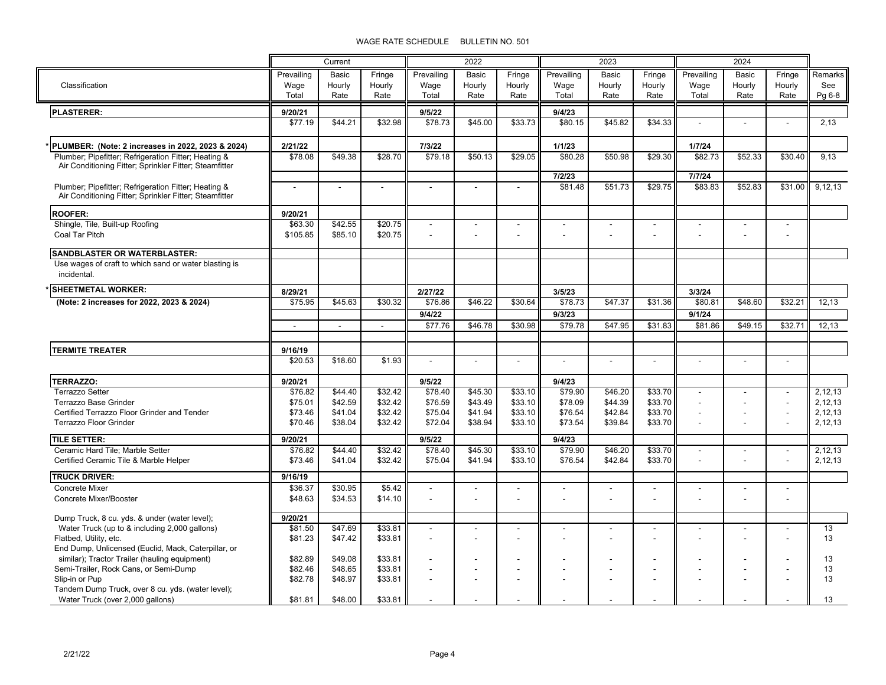WAGE RATE SCHEDULE BULLETIN NO. 501

| Classification | Current | | | 2022 | | | 2023 | | | 2024 | | | Remarks |
|---|---|---|---|---|---|---|---|---|---|---|---|---|---|
| | Prevailing Wage Total | Basic Hourly Rate | Fringe Hourly Rate | Prevailing Wage Total | Basic Hourly Rate | Fringe Hourly Rate | Prevailing Wage Total | Basic Hourly Rate | Fringe Hourly Rate | Prevailing Wage Total | Basic Hourly Rate | Fringe Hourly Rate | See Pg 6-8 |
| **PLASTERER:** | **9/20/21** | | | **9/5/22** | | | **9/4/23** | | | | | | |
| | $77.19 | $44.21 | $32.98 | $78.73 | $45.00 | $33.73 | $80.15 | $45.82 | $34.33 | - | - | - | 2,13 |
| * **PLUMBER: (Note: 2 increases in 2022, 2023 & 2024)** | **2/21/22** | | | **7/3/22** | | | **1/1/23** | | | **1/7/24** | | | |
| Plumber; Pipefitter; Refrigeration Fitter; Heating & Air Conditioning Fitter; Sprinkler Fitter; Steamfitter | $78.08 | $49.38 | $28.70 | $79.18 | $50.13 | $29.05 | $80.28 | $50.98 | $29.30 | $82.73 | $52.33 | $30.40 | 9,13 |
| | | | | | | | **7/2/23** | | | **7/7/24** | | | |
| Plumber; Pipefitter; Refrigeration Fitter; Heating & Air Conditioning Fitter; Sprinkler Fitter; Steamfitter | - | - | - | - | - | - | $81.48 | $51.73 | $29.75 | $83.83 | $52.83 | $31.00 | 9,12,13 |
| **ROOFER:** | **9/20/21** | | | | | | | | | | | | |
| Shingle, Tile, Built-up Roofing | $63.30 | $42.55 | $20.75 | - | - | - | - | - | - | - | - | - | |
| Coal Tar Pitch | $105.85 | $85.10 | $20.75 | - | - | - | - | - | - | - | - | - | |
| **SANDBLASTER OR WATERBLASTER:** | | | | | | | | | | | | | |
| Use wages of craft to which sand or water blasting is incidental. | | | | | | | | | | | | | |
| * **SHEETMETAL WORKER:** | **8/29/21** | | | **2/27/22** | | | **3/5/23** | | | **3/3/24** | | | |
| **(Note: 2 increases for 2022, 2023 & 2024)** | $75.95 | $45.63 | $30.32 | $76.86 | $46.22 | $30.64 | $78.73 | $47.37 | $31.36 | $80.81 | $48.60 | $32.21 | 12,13 |
| | | | | **9/4/22** | | | **9/3/23** | | | **9/1/24** | | | |
| | - | - | - | $77.76 | $46.78 | $30.98 | $79.78 | $47.95 | $31.83 | $81.86 | $49.15 | $32.71 | 12,13 |
| **TERMITE TREATER** | **9/16/19** | | | | | | | | | | | | |
| | $20.53 | $18.60 | $1.93 | - | - | - | - | - | - | - | - | - | |
| **TERRAZZO:** | **9/20/21** | | | **9/5/22** | | | **9/4/23** | | | | | | |
| Terrazzo Setter | $76.82 | $44.40 | $32.42 | $78.40 | $45.30 | $33.10 | $79.90 | $46.20 | $33.70 | - | - | - | 2,12,13 |
| Terrazzo Base Grinder | $75.01 | $42.59 | $32.42 | $76.59 | $43.49 | $33.10 | $78.09 | $44.39 | $33.70 | - | - | - | 2,12,13 |
| Certified Terrazzo Floor Grinder and Tender | $73.46 | $41.04 | $32.42 | $75.04 | $41.94 | $33.10 | $76.54 | $42.84 | $33.70 | - | - | - | 2,12,13 |
| Terrazzo Floor Grinder | $70.46 | $38.04 | $32.42 | $72.04 | $38.94 | $33.10 | $73.54 | $39.84 | $33.70 | - | - | - | 2,12,13 |
| **TILE SETTER:** | **9/20/21** | | | **9/5/22** | | | **9/4/23** | | | | | | |
| Ceramic Hard Tile; Marble Setter | $76.82 | $44.40 | $32.42 | $78.40 | $45.30 | $33.10 | $79.90 | $46.20 | $33.70 | - | - | - | 2,12,13 |
| Certified Ceramic Tile & Marble Helper | $73.46 | $41.04 | $32.42 | $75.04 | $41.94 | $33.10 | $76.54 | $42.84 | $33.70 | - | - | - | 2,12,13 |
| **TRUCK DRIVER:** | **9/16/19** | | | | | | | | | | | | |
| Concrete Mixer | $36.37 | $30.95 | $5.42 | - | - | - | - | - | - | - | - | - | |
| Concrete Mixer/Booster | $48.63 | $34.53 | $14.10 | - | - | - | - | - | - | - | - | - | |
| Dump Truck, 8 cu. yds. & under (water level); | **9/20/21** | | | | | | | | | | | | |
| Water Truck (up to & including 2,000 gallons) | $81.50 | $47.69 | $33.81 | - | - | - | - | - | - | - | - | - | 13 |
| Flatbed, Utility, etc. | $81.23 | $47.42 | $33.81 | - | - | - | - | - | - | - | - | - | 13 |
| End Dump, Unlicensed (Euclid, Mack, Caterpillar, or similar); Tractor Trailer (hauling equipment) | $82.89 | $49.08 | $33.81 | - | - | - | - | - | - | - | - | - | 13 |
| Semi-Trailer, Rock Cans, or Semi-Dump | $82.46 | $48.65 | $33.81 | - | - | - | - | - | - | - | - | - | 13 |
| Slip-in or Pup | $82.78 | $48.97 | $33.81 | - | - | - | - | - | - | - | - | - | 13 |
| Tandem Dump Truck, over 8 cu. yds. (water level); Water Truck (over 2,000 gallons) | $81.81 | $48.00 | $33.81 | - | - | - | - | - | - | - | - | - | 13 |

2/21/22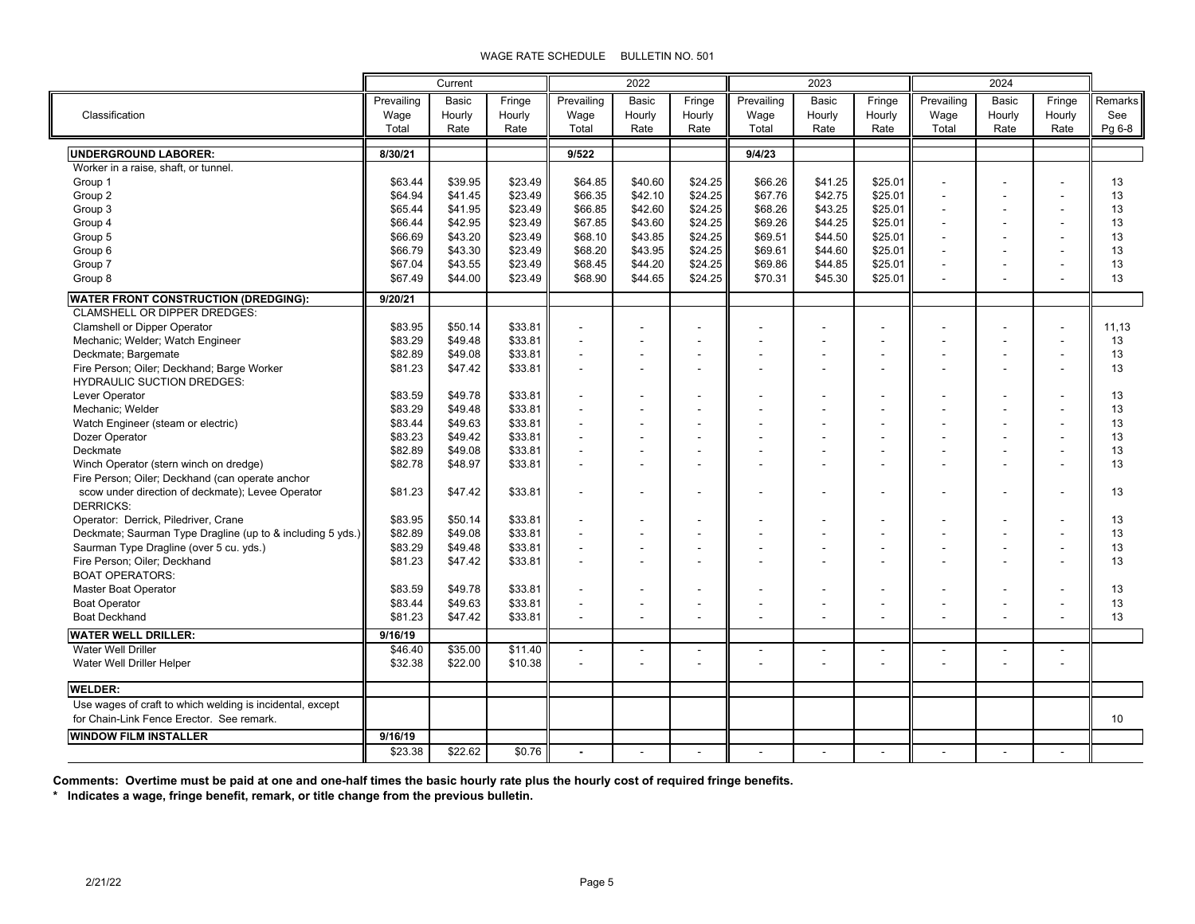WAGE RATE SCHEDULE BULLETIN NO. 501

| Classification | Current | | | 2022 | | | 2023 | | | 2024 | | | Remarks |
|---|---|---|---|---|---|---|---|---|---|---|---|---|---|
| | Prevailing Wage Total | Basic Hourly Rate | Fringe Hourly Rate | Prevailing Wage Total | Basic Hourly Rate | Fringe Hourly Rate | Prevailing Wage Total | Basic Hourly Rate | Fringe Hourly Rate | Prevailing Wage Total | Basic Hourly Rate | Fringe Hourly Rate | See Pg 6-8 |
| **UNDERGROUND LABORER:** | **8/30/21** | | | **9/522** | | | **9/4/23** | | | | | | |
| Worker in a raise, shaft, or tunnel. | | | | | | | | | | | | | |
| Group 1 | $63.44 | $39.95 | $23.49 | $64.85 | $40.60 | $24.25 | $66.26 | $41.25 | $25.01 | - | - | - | 13 |
| Group 2 | $64.94 | $41.45 | $23.49 | $66.35 | $42.10 | $24.25 | $67.76 | $42.75 | $25.01 | - | - | - | 13 |
| Group 3 | $65.44 | $41.95 | $23.49 | $66.85 | $42.60 | $24.25 | $68.26 | $43.25 | $25.01 | - | - | - | 13 |
| Group 4 | $66.44 | $42.95 | $23.49 | $67.85 | $43.60 | $24.25 | $69.26 | $44.25 | $25.01 | - | - | - | 13 |
| Group 5 | $66.69 | $43.20 | $23.49 | $68.10 | $43.85 | $24.25 | $69.51 | $44.50 | $25.01 | - | - | - | 13 |
| Group 6 | $66.79 | $43.30 | $23.49 | $68.20 | $43.95 | $24.25 | $69.61 | $44.60 | $25.01 | - | - | - | 13 |
| Group 7 | $67.04 | $43.55 | $23.49 | $68.45 | $44.20 | $24.25 | $69.86 | $44.85 | $25.01 | - | - | - | 13 |
| Group 8 | $67.49 | $44.00 | $23.49 | $68.90 | $44.65 | $24.25 | $70.31 | $45.30 | $25.01 | - | - | - | 13 |
| **WATER FRONT CONSTRUCTION (DREDGING):** | **9/20/21** | | | | | | | | | | | | |
| CLAMSHELL OR DIPPER DREDGES: | | | | | | | | | | | | | |
| Clamshell or Dipper Operator | $83.95 | $50.14 | $33.81 | - | - | - | - | - | - | - | - | - | 11,13 |
| Mechanic; Welder; Watch Engineer | $83.29 | $49.48 | $33.81 | - | - | - | - | - | - | - | - | - | 13 |
| Deckmate; Bargemate | $82.89 | $49.08 | $33.81 | - | - | - | - | - | - | - | - | - | 13 |
| Fire Person; Oiler; Deckhand; Barge Worker | $81.23 | $47.42 | $33.81 | - | - | - | - | - | - | - | - | - | 13 |
| HYDRAULIC SUCTION DREDGES: | | | | | | | | | | | | | |
| Lever Operator | $83.59 | $49.78 | $33.81 | - | - | - | - | - | - | - | - | - | 13 |
| Mechanic; Welder | $83.29 | $49.48 | $33.81 | - | - | - | - | - | - | - | - | - | 13 |
| Watch Engineer (steam or electric) | $83.44 | $49.63 | $33.81 | - | - | - | - | - | - | - | - | - | 13 |
| Dozer Operator | $83.23 | $49.42 | $33.81 | - | - | - | - | - | - | - | - | - | 13 |
| Deckmate | $82.89 | $49.08 | $33.81 | - | - | - | - | - | - | - | - | - | 13 |
| Winch Operator (stern winch on dredge) | $82.78 | $48.97 | $33.81 | - | - | - | - | - | - | - | - | - | 13 |
| Fire Person; Oiler; Deckhand (can operate anchor scow under direction of deckmate); Levee Operator | $81.23 | $47.42 | $33.81 | - | - | - | - | - | - | - | - | - | 13 |
| DERRICKS: | | | | | | | | | | | | | |
| Operator: Derrick, Piledriver, Crane | $83.95 | $50.14 | $33.81 | - | - | - | - | - | - | - | - | - | 13 |
| Deckmate; Saurman Type Dragline (up to & including 5 yds.) | $82.89 | $49.08 | $33.81 | - | - | - | - | - | - | - | - | - | 13 |
| Saurman Type Dragline (over 5 cu. yds.) | $83.29 | $49.48 | $33.81 | - | - | - | - | - | - | - | - | - | 13 |
| Fire Person; Oiler; Deckhand | $81.23 | $47.42 | $33.81 | - | - | - | - | - | - | - | - | - | 13 |
| BOAT OPERATORS: | | | | | | | | | | | | | |
| Master Boat Operator | $83.59 | $49.78 | $33.81 | - | - | - | - | - | - | - | - | - | 13 |
| Boat Operator | $83.44 | $49.63 | $33.81 | - | - | - | - | - | - | - | - | - | 13 |
| Boat Deckhand | $81.23 | $47.42 | $33.81 | - | - | - | - | - | - | - | - | - | 13 |
| **WATER WELL DRILLER:** | **9/16/19** | | | | | | | | | | | | |
| Water Well Driller | $46.40 | $35.00 | $11.40 | - | - | - | - | - | - | - | - | - | |
| Water Well Driller Helper | $32.38 | $22.00 | $10.38 | - | - | - | - | - | - | - | - | - | |
| **WELDER:** | | | | | | | | | | | | | |
| Use wages of craft to which welding is incidental, except for Chain-Link Fence Erector. See remark. | | | | | | | | | | | | | 10 |
| **WINDOW FILM INSTALLER** | **9/16/19** | | | | | | | | | | | | |
| | $23.38 | $22.62 | $0.76 | - | - | - | - | - | - | - | - | - | |

**Comments: Overtime must be paid at one and one-half times the basic hourly rate plus the hourly cost of required fringe benefits.**

**\* Indicates a wage, fringe benefit, remark, or title change from the previous bulletin.**

2/21/22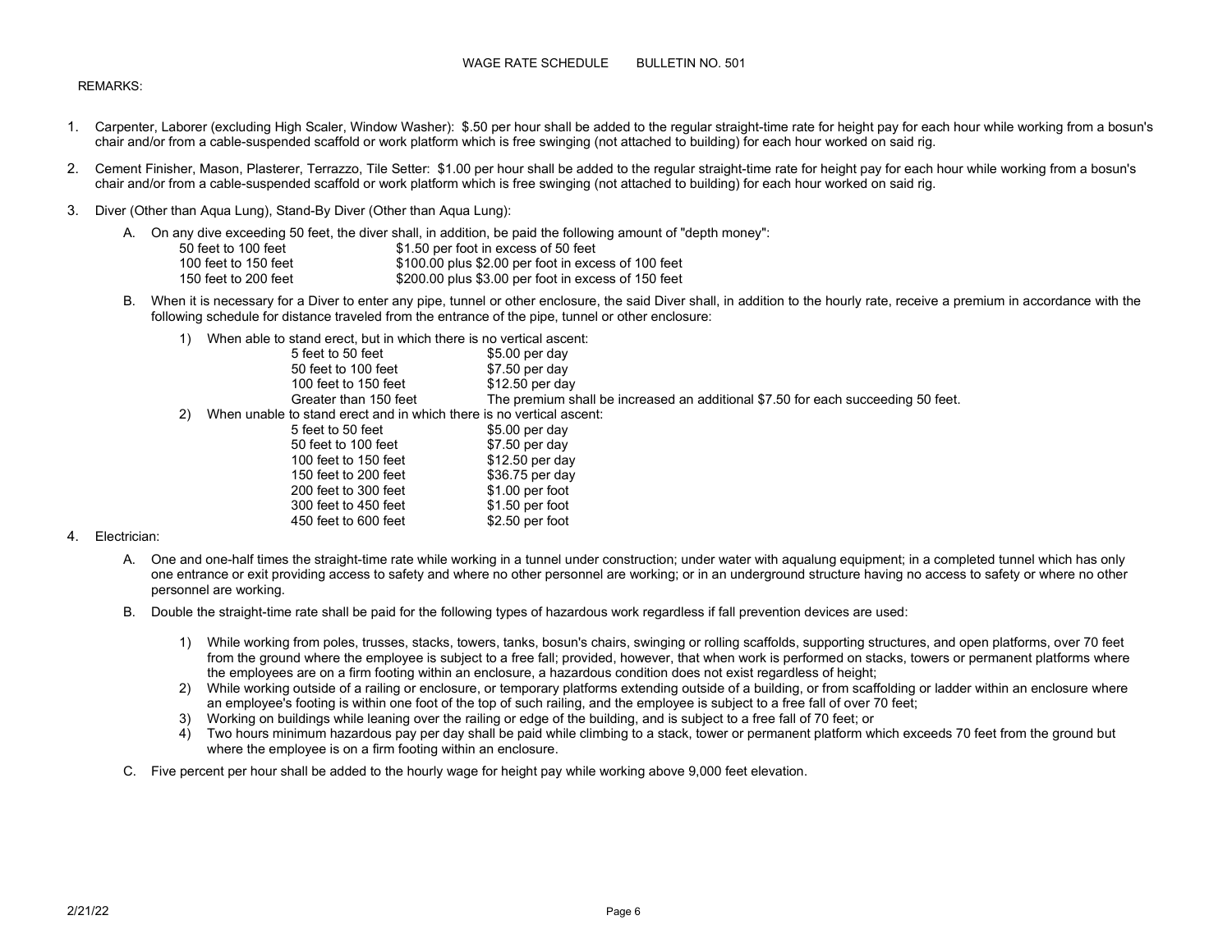REMARKS:

1. Carpenter, Laborer (excluding High Scaler, Window Washer): $.50 per hour shall be added to the regular straight-time rate for height pay for each hour while working from a bosun's chair and/or from a cable-suspended scaffold or work platform which is free swinging (not attached to building) for each hour worked on said rig.

2. Cement Finisher, Mason, Plasterer, Terrazzo, Tile Setter: $1.00 per hour shall be added to the regular straight-time rate for height pay for each hour while working from a bosun's chair and/or from a cable-suspended scaffold or work platform which is free swinging (not attached to building) for each hour worked on said rig.

3. Diver (Other than Aqua Lung), Stand-By Diver (Other than Aqua Lung):

   A. On any dive exceeding 50 feet, the diver shall, in addition, be paid the following amount of "depth money":

   | | |
   |---|---|
   | 50 feet to 100 feet | $1.50 per foot in excess of 50 feet |
   | 100 feet to 150 feet | $100.00 plus $2.00 per foot in excess of 100 feet |
   | 150 feet to 200 feet | $200.00 plus $3.00 per foot in excess of 150 feet |

   B. When it is necessary for a Diver to enter any pipe, tunnel or other enclosure, the said Diver shall, in addition to the hourly rate, receive a premium in accordance with the following schedule for distance traveled from the entrance of the pipe, tunnel or other enclosure:

      1) When able to stand erect, but in which there is no vertical ascent:

      | | |
      |---|---|
      | 5 feet to 50 feet | $5.00 per day |
      | 50 feet to 100 feet | $7.50 per day |
      | 100 feet to 150 feet | $12.50 per day |
      | Greater than 150 feet | The premium shall be increased an additional $7.50 for each succeeding 50 feet. |

      2) When unable to stand erect and in which there is no vertical ascent:

      | | |
      |---|---|
      | 5 feet to 50 feet | $5.00 per day |
      | 50 feet to 100 feet | $7.50 per day |
      | 100 feet to 150 feet | $12.50 per day |
      | 150 feet to 200 feet | $36.75 per day |
      | 200 feet to 300 feet | $1.00 per foot |
      | 300 feet to 450 feet | $1.50 per foot |
      | 450 feet to 600 feet | $2.50 per foot |

4. Electrician:

   A. One and one-half times the straight-time rate while working in a tunnel under construction; under water with aqualung equipment; in a completed tunnel which has only one entrance or exit providing access to safety and where no other personnel are working; or in an underground structure having no access to safety or where no other personnel are working.

   B. Double the straight-time rate shall be paid for the following types of hazardous work regardless if fall prevention devices are used:

      1) While working from poles, trusses, stacks, towers, tanks, bosun's chairs, swinging or rolling scaffolds, supporting structures, and open platforms, over 70 feet from the ground where the employee is subject to a free fall; provided, however, that when work is performed on stacks, towers or permanent platforms where the employees are on a firm footing within an enclosure, a hazardous condition does not exist regardless of height;
      2) While working outside of a railing or enclosure, or temporary platforms extending outside of a building, or from scaffolding or ladder within an enclosure where an employee's footing is within one foot of the top of such railing, and the employee is subject to a free fall of over 70 feet;
      3) Working on buildings while leaning over the railing or edge of the building, and is subject to a free fall of 70 feet; or
      4) Two hours minimum hazardous pay per day shall be paid while climbing to a stack, tower or permanent platform which exceeds 70 feet from the ground but where the employee is on a firm footing within an enclosure.

   C. Five percent per hour shall be added to the hourly wage for height pay while working above 9,000 feet elevation.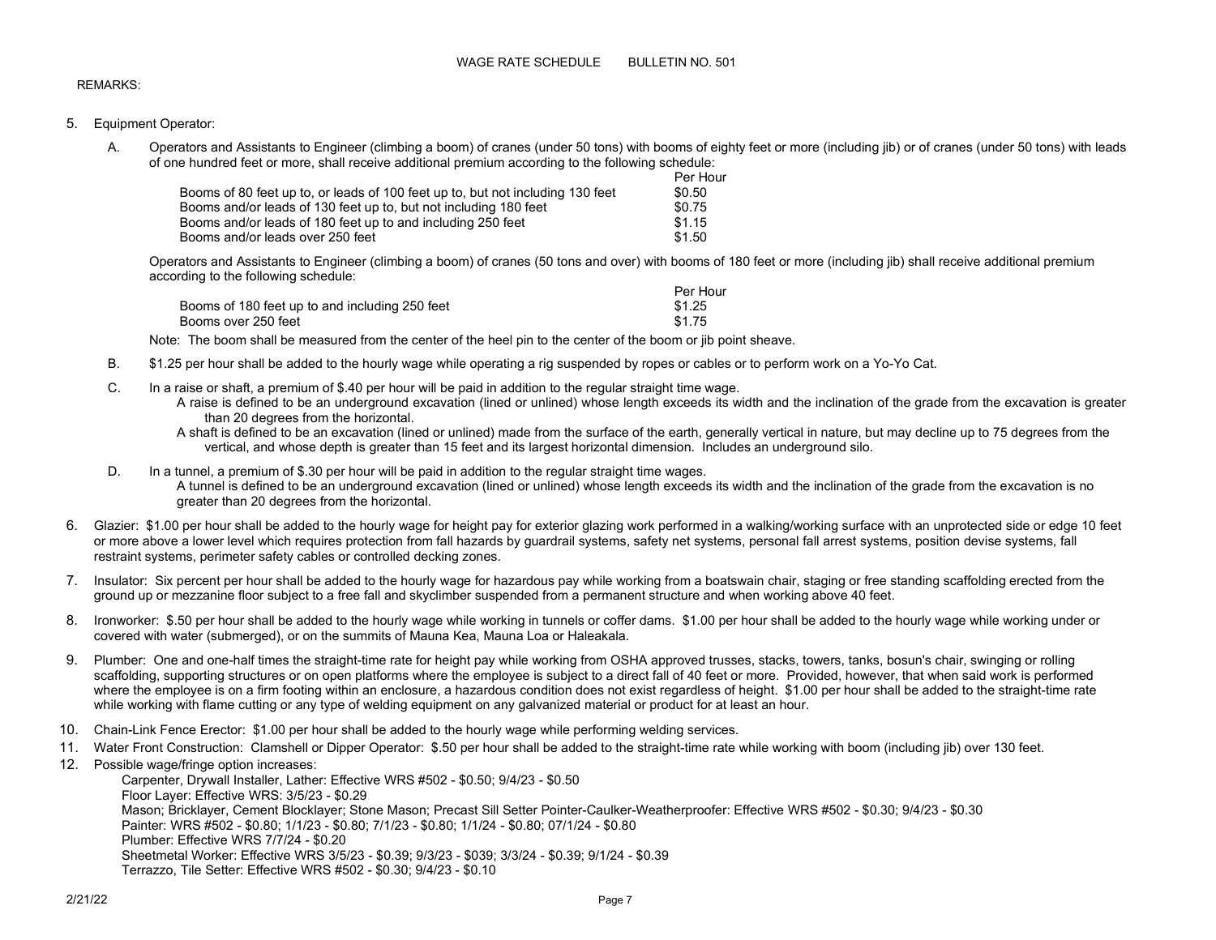REMARKS:

5. Equipment Operator:

   A. Operators and Assistants to Engineer (climbing a boom) of cranes (under 50 tons) with booms of eighty feet or more (including jib) or of cranes (under 50 tons) with leads of one hundred feet or more, shall receive additional premium according to the following schedule:

   | | Per Hour |
   |---|---|
   | Booms of 80 feet up to, or leads of 100 feet up to, but not including 130 feet | $0.50 |
   | Booms and/or leads of 130 feet up to, but not including 180 feet | $0.75 |
   | Booms and/or leads of 180 feet up to and including 250 feet | $1.15 |
   | Booms and/or leads over 250 feet | $1.50 |

   Operators and Assistants to Engineer (climbing a boom) of cranes (50 tons and over) with booms of 180 feet or more (including jib) shall receive additional premium according to the following schedule:

   | | Per Hour |
   |---|---|
   | Booms of 180 feet up to and including 250 feet | $1.25 |
   | Booms over 250 feet | $1.75 |

   Note: The boom shall be measured from the center of the heel pin to the center of the boom or jib point sheave.

   B. $1.25 per hour shall be added to the hourly wage while operating a rig suspended by ropes or cables or to perform work on a Yo-Yo Cat.

   C. In a raise or shaft, a premium of $.40 per hour will be paid in addition to the regular straight time wage.
   A raise is defined to be an underground excavation (lined or unlined) whose length exceeds its width and the inclination of the grade from the excavation is greater than 20 degrees from the horizontal.
   A shaft is defined to be an excavation (lined or unlined) made from the surface of the earth, generally vertical in nature, but may decline up to 75 degrees from the vertical, and whose depth is greater than 15 feet and its largest horizontal dimension. Includes an underground silo.

   D. In a tunnel, a premium of $.30 per hour will be paid in addition to the regular straight time wages.
   A tunnel is defined to be an underground excavation (lined or unlined) whose length exceeds its width and the inclination of the grade from the excavation is no greater than 20 degrees from the horizontal.

6. Glazier: $1.00 per hour shall be added to the hourly wage for height pay for exterior glazing work performed in a walking/working surface with an unprotected side or edge 10 feet or more above a lower level which requires protection from fall hazards by guardrail systems, safety net systems, personal fall arrest systems, position devise systems, fall restraint systems, perimeter safety cables or controlled decking zones.

7. Insulator: Six percent per hour shall be added to the hourly wage for hazardous pay while working from a boatswain chair, staging or free standing scaffolding erected from the ground up or mezzanine floor subject to a free fall and skyclimber suspended from a permanent structure and when working above 40 feet.

8. Ironworker: $.50 per hour shall be added to the hourly wage while working in tunnels or coffer dams. $1.00 per hour shall be added to the hourly wage while working under or covered with water (submerged), or on the summits of Mauna Kea, Mauna Loa or Haleakala.

9. Plumber: One and one-half times the straight-time rate for height pay while working from OSHA approved trusses, stacks, towers, tanks, bosun's chair, swinging or rolling scaffolding, supporting structures or on open platforms where the employee is subject to a direct fall of 40 feet or more. Provided, however, that when said work is performed where the employee is on a firm footing within an enclosure, a hazardous condition does not exist regardless of height. $1.00 per hour shall be added to the straight-time rate while working with flame cutting or any type of welding equipment on any galvanized material or product for at least an hour.

10. Chain-Link Fence Erector: $1.00 per hour shall be added to the hourly wage while performing welding services.

11. Water Front Construction: Clamshell or Dipper Operator: $.50 per hour shall be added to the straight-time rate while working with boom (including jib) over 130 feet.

12. Possible wage/fringe option increases:
    Carpenter, Drywall Installer, Lather: Effective WRS #502 - $0.50; 9/4/23 - $0.50
    Floor Layer: Effective WRS: 3/5/23 - $0.29
    Mason; Bricklayer, Cement Blocklayer; Stone Mason; Precast Sill Setter Pointer-Caulker-Weatherproofer: Effective WRS #502 - $0.30; 9/4/23 - $0.30
    Painter: WRS #502 - $0.80; 1/1/23 - $0.80; 7/1/23 - $0.80; 1/1/24 - $0.80; 07/1/24 - $0.80
    Plumber: Effective WRS 7/7/24 - $0.20
    Sheetmetal Worker: Effective WRS 3/5/23 - $0.39; 9/3/23 - $039; 3/3/24 - $0.39; 9/1/24 - $0.39
    Terrazzo, Tile Setter: Effective WRS #502 - $0.30; 9/4/23 - $0.10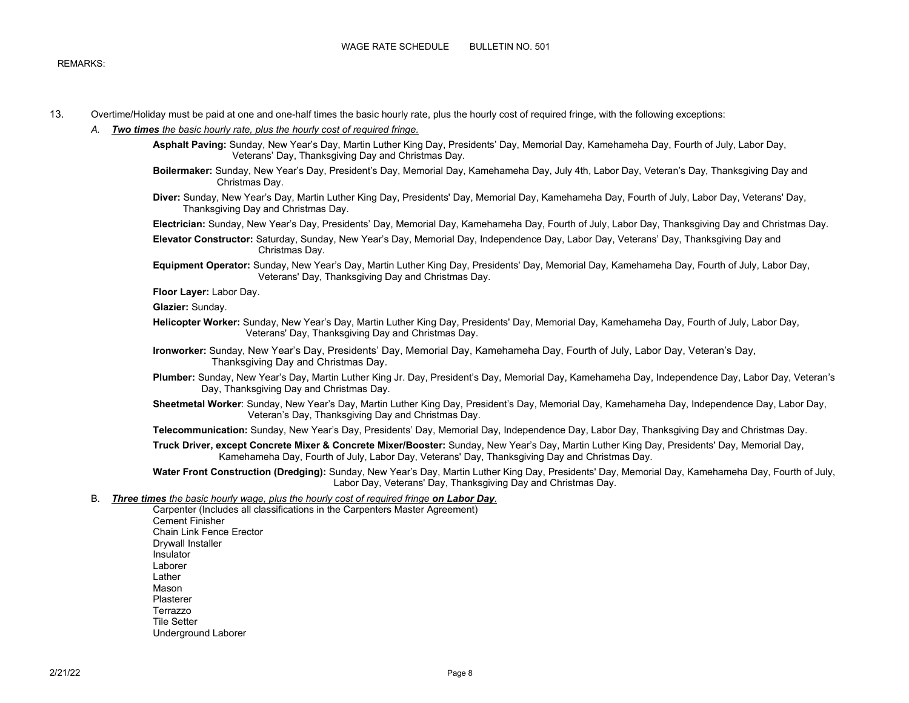REMARKS:

13. Overtime/Holiday must be paid at one and one-half times the basic hourly rate, plus the hourly cost of required fringe, with the following exceptions:

*A. **Two times** the basic hourly rate, plus the hourly cost of required fringe.*

**Asphalt Paving:** Sunday, New Year's Day, Martin Luther King Day, Presidents' Day, Memorial Day, Kamehameha Day, Fourth of July, Labor Day, Veterans' Day, Thanksgiving Day and Christmas Day.

**Boilermaker:** Sunday, New Year's Day, President's Day, Memorial Day, Kamehameha Day, July 4th, Labor Day, Veteran's Day, Thanksgiving Day and Christmas Day.

**Diver:** Sunday, New Year's Day, Martin Luther King Day, Presidents' Day, Memorial Day, Kamehameha Day, Fourth of July, Labor Day, Veterans' Day, Thanksgiving Day and Christmas Day.

**Electrician:** Sunday, New Year's Day, Presidents' Day, Memorial Day, Kamehameha Day, Fourth of July, Labor Day, Thanksgiving Day and Christmas Day.

**Elevator Constructor:** Saturday, Sunday, New Year's Day, Memorial Day, Independence Day, Labor Day, Veterans' Day, Thanksgiving Day and Christmas Day.

**Equipment Operator:** Sunday, New Year's Day, Martin Luther King Day, Presidents' Day, Memorial Day, Kamehameha Day, Fourth of July, Labor Day, Veterans' Day, Thanksgiving Day and Christmas Day.

**Floor Layer:** Labor Day.

**Glazier:** Sunday.

**Helicopter Worker:** Sunday, New Year's Day, Martin Luther King Day, Presidents' Day, Memorial Day, Kamehameha Day, Fourth of July, Labor Day, Veterans' Day, Thanksgiving Day and Christmas Day.

**Ironworker:** Sunday, New Year's Day, Presidents' Day, Memorial Day, Kamehameha Day, Fourth of July, Labor Day, Veteran's Day, Thanksgiving Day and Christmas Day.

**Plumber:** Sunday, New Year's Day, Martin Luther King Jr. Day, President's Day, Memorial Day, Kamehameha Day, Independence Day, Labor Day, Veteran's Day, Thanksgiving Day and Christmas Day.

**Sheetmetal Worker**: Sunday, New Year's Day, Martin Luther King Day, President's Day, Memorial Day, Kamehameha Day, Independence Day, Labor Day, Veteran's Day, Thanksgiving Day and Christmas Day.

**Telecommunication:** Sunday, New Year's Day, Presidents' Day, Memorial Day, Independence Day, Labor Day, Thanksgiving Day and Christmas Day.

**Truck Driver, except Concrete Mixer & Concrete Mixer/Booster:** Sunday, New Year's Day, Martin Luther King Day, Presidents' Day, Memorial Day, Kamehameha Day, Fourth of July, Labor Day, Veterans' Day, Thanksgiving Day and Christmas Day.

**Water Front Construction (Dredging):** Sunday, New Year's Day, Martin Luther King Day, Presidents' Day, Memorial Day, Kamehameha Day, Fourth of July, Labor Day, Veterans' Day, Thanksgiving Day and Christmas Day.

B. ***Three times** the basic hourly wage, plus the hourly cost of required fringe **on Labor Day**.*

Carpenter (Includes all classifications in the Carpenters Master Agreement)
Cement Finisher
Chain Link Fence Erector
Drywall Installer
Insulator
Laborer
Lather
Mason
Plasterer
Terrazzo
Tile Setter
Underground Laborer